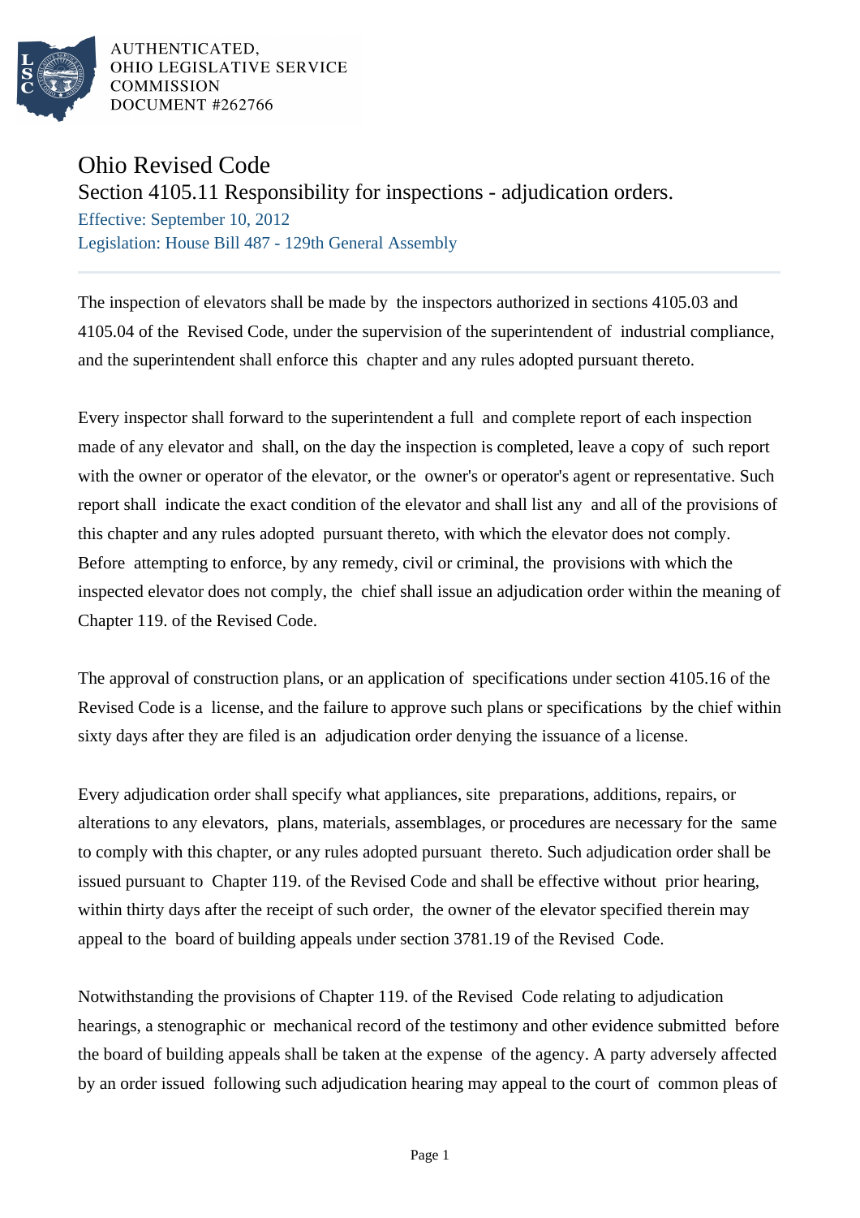AUTHENTICATED,
OHIO LEGISLATIVE SERVICE
COMMISSION
DOCUMENT #262766

# Ohio Revised Code

## Section 4105.11 Responsibility for inspections - adjudication orders.

Effective: September 10, 2012
Legislation: House Bill 487 - 129th General Assembly

The inspection of elevators shall be made by the inspectors authorized in sections 4105.03 and 4105.04 of the Revised Code, under the supervision of the superintendent of industrial compliance, and the superintendent shall enforce this chapter and any rules adopted pursuant thereto.

Every inspector shall forward to the superintendent a full and complete report of each inspection made of any elevator and shall, on the day the inspection is completed, leave a copy of such report with the owner or operator of the elevator, or the owner's or operator's agent or representative. Such report shall indicate the exact condition of the elevator and shall list any and all of the provisions of this chapter and any rules adopted pursuant thereto, with which the elevator does not comply. Before attempting to enforce, by any remedy, civil or criminal, the provisions with which the inspected elevator does not comply, the chief shall issue an adjudication order within the meaning of Chapter 119. of the Revised Code.

The approval of construction plans, or an application of specifications under section 4105.16 of the Revised Code is a license, and the failure to approve such plans or specifications by the chief within sixty days after they are filed is an adjudication order denying the issuance of a license.

Every adjudication order shall specify what appliances, site preparations, additions, repairs, or alterations to any elevators, plans, materials, assemblages, or procedures are necessary for the same to comply with this chapter, or any rules adopted pursuant thereto. Such adjudication order shall be issued pursuant to Chapter 119. of the Revised Code and shall be effective without prior hearing, within thirty days after the receipt of such order, the owner of the elevator specified therein may appeal to the board of building appeals under section 3781.19 of the Revised Code.

Notwithstanding the provisions of Chapter 119. of the Revised Code relating to adjudication hearings, a stenographic or mechanical record of the testimony and other evidence submitted before the board of building appeals shall be taken at the expense of the agency. A party adversely affected by an order issued following such adjudication hearing may appeal to the court of common pleas of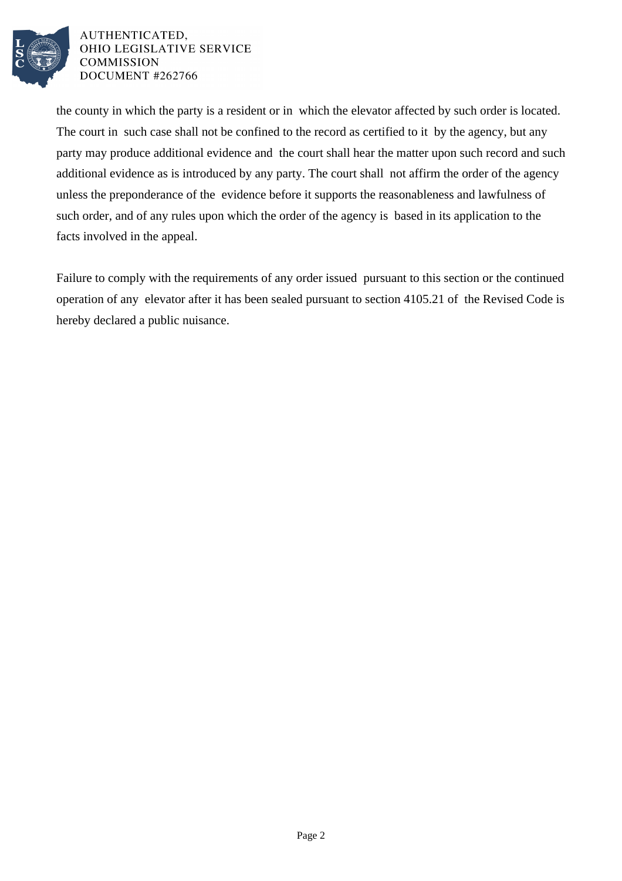the county in which the party is a resident or in which the elevator affected by such order is located. The court in such case shall not be confined to the record as certified to it by the agency, but any party may produce additional evidence and the court shall hear the matter upon such record and such additional evidence as is introduced by any party. The court shall not affirm the order of the agency unless the preponderance of the evidence before it supports the reasonableness and lawfulness of such order, and of any rules upon which the order of the agency is based in its application to the facts involved in the appeal.

Failure to comply with the requirements of any order issued pursuant to this section or the continued operation of any elevator after it has been sealed pursuant to section 4105.21 of the Revised Code is hereby declared a public nuisance.